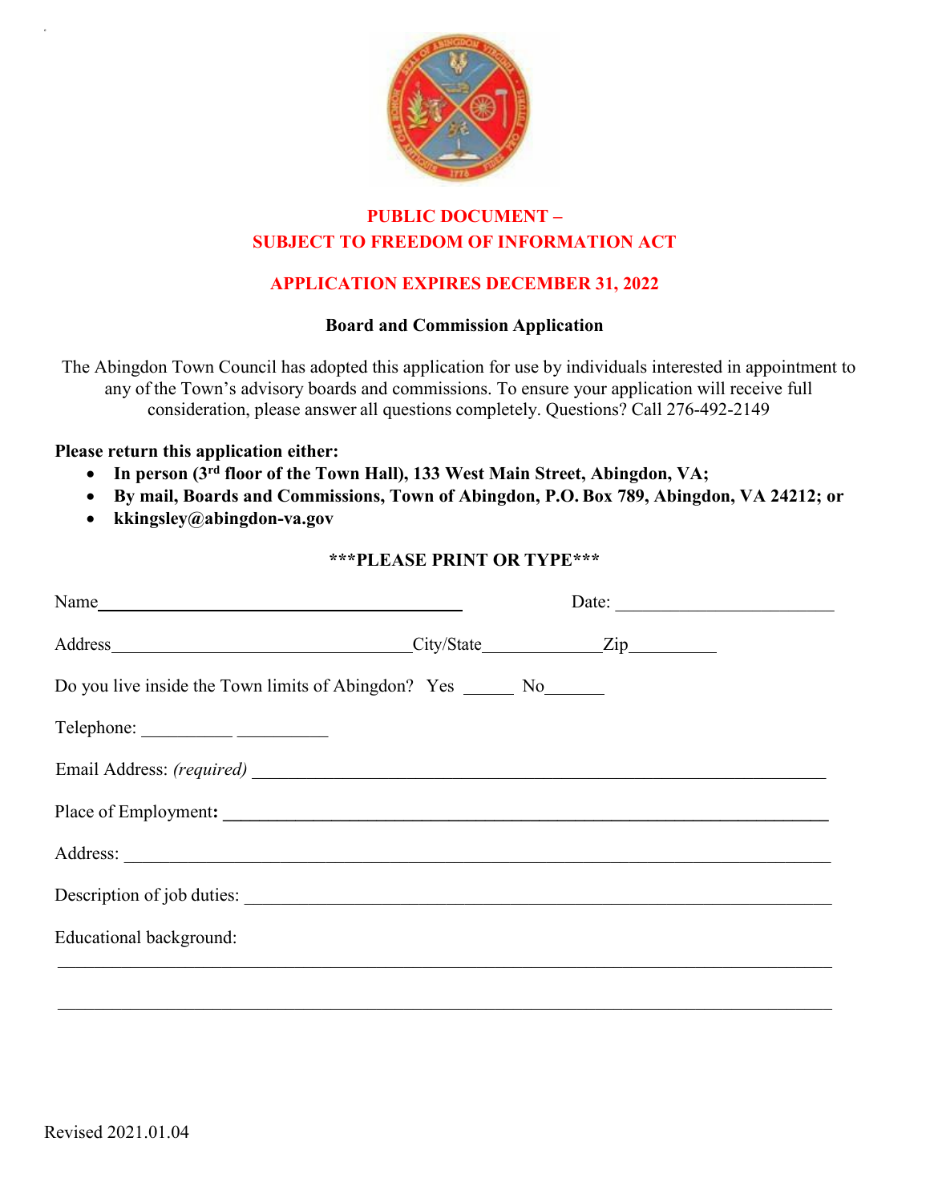**PUBLIC DOCUMENT –**
**SUBJECT TO FREEDOM OF INFORMATION ACT**

**APPLICATION EXPIRES DECEMBER 31, 2022**

**Board and Commission Application**

The Abingdon Town Council has adopted this application for use by individuals interested in appointment to any of the Town's advisory boards and commissions. To ensure your application will receive full consideration, please answer all questions completely. Questions? Call 276-492-2149

**Please return this application either:**

- **In person (3rd floor of the Town Hall), 133 West Main Street, Abingdon, VA;**
- **By mail, Boards and Commissions, Town of Abingdon, P.O. Box 789, Abingdon, VA 24212; or**
- **kkingsley@abingdon-va.gov**

**\*\*\*PLEASE PRINT OR TYPE\*\*\***

Name\_\_\_\_\_\_\_\_\_\_\_\_\_\_\_\_\_\_\_\_\_\_\_\_\_\_\_\_\_\_\_\_\_\_\_\_\_\_\_\_ Date: \_\_\_\_\_\_\_\_\_\_\_\_\_\_\_\_\_\_\_\_\_\_\_\_

Address\_\_\_\_\_\_\_\_\_\_\_\_\_\_\_\_\_\_\_\_\_\_\_\_\_\_\_\_\_\_\_\_\_\_City/State\_\_\_\_\_\_\_\_\_\_\_\_\_\_Zip\_\_\_\_\_\_\_\_\_\_

Do you live inside the Town limits of Abingdon? Yes \_\_\_\_\_\_ No\_\_\_\_\_\_\_

Telephone: \_\_\_\_\_\_\_\_\_\_ \_\_\_\_\_\_\_\_\_\_

Email Address: *(required)* \_\_\_\_\_\_\_\_\_\_\_\_\_\_\_\_\_\_\_\_\_\_\_\_\_\_\_\_\_\_\_\_\_\_\_\_\_\_\_\_\_\_\_\_\_\_\_\_\_\_\_\_\_\_\_\_\_\_\_\_\_\_

Place of Employment**:** \_\_\_\_\_\_\_\_\_\_\_\_\_\_\_\_\_\_\_\_\_\_\_\_\_\_\_\_\_\_\_\_\_\_\_\_\_\_\_\_\_\_\_\_\_\_\_\_\_\_\_\_\_\_\_\_\_\_\_\_\_\_\_\_

Address: \_\_\_\_\_\_\_\_\_\_\_\_\_\_\_\_\_\_\_\_\_\_\_\_\_\_\_\_\_\_\_\_\_\_\_\_\_\_\_\_\_\_\_\_\_\_\_\_\_\_\_\_\_\_\_\_\_\_\_\_\_\_\_\_\_\_\_\_\_\_\_\_

Description of job duties: \_\_\_\_\_\_\_\_\_\_\_\_\_\_\_\_\_\_\_\_\_\_\_\_\_\_\_\_\_\_\_\_\_\_\_\_\_\_\_\_\_\_\_\_\_\_\_\_\_\_\_\_\_\_\_\_\_\_\_\_\_

Educational background:

\_\_\_\_\_\_\_\_\_\_\_\_\_\_\_\_\_\_\_\_\_\_\_\_\_\_\_\_\_\_\_\_\_\_\_\_\_\_\_\_\_\_\_\_\_\_\_\_\_\_\_\_\_\_\_\_\_\_\_\_\_\_\_\_\_\_\_\_\_\_\_\_\_\_\_\_\_\_\_\_\_

\_\_\_\_\_\_\_\_\_\_\_\_\_\_\_\_\_\_\_\_\_\_\_\_\_\_\_\_\_\_\_\_\_\_\_\_\_\_\_\_\_\_\_\_\_\_\_\_\_\_\_\_\_\_\_\_\_\_\_\_\_\_\_\_\_\_\_\_\_\_\_\_\_\_\_\_\_\_\_\_\_

Revised 2021.01.04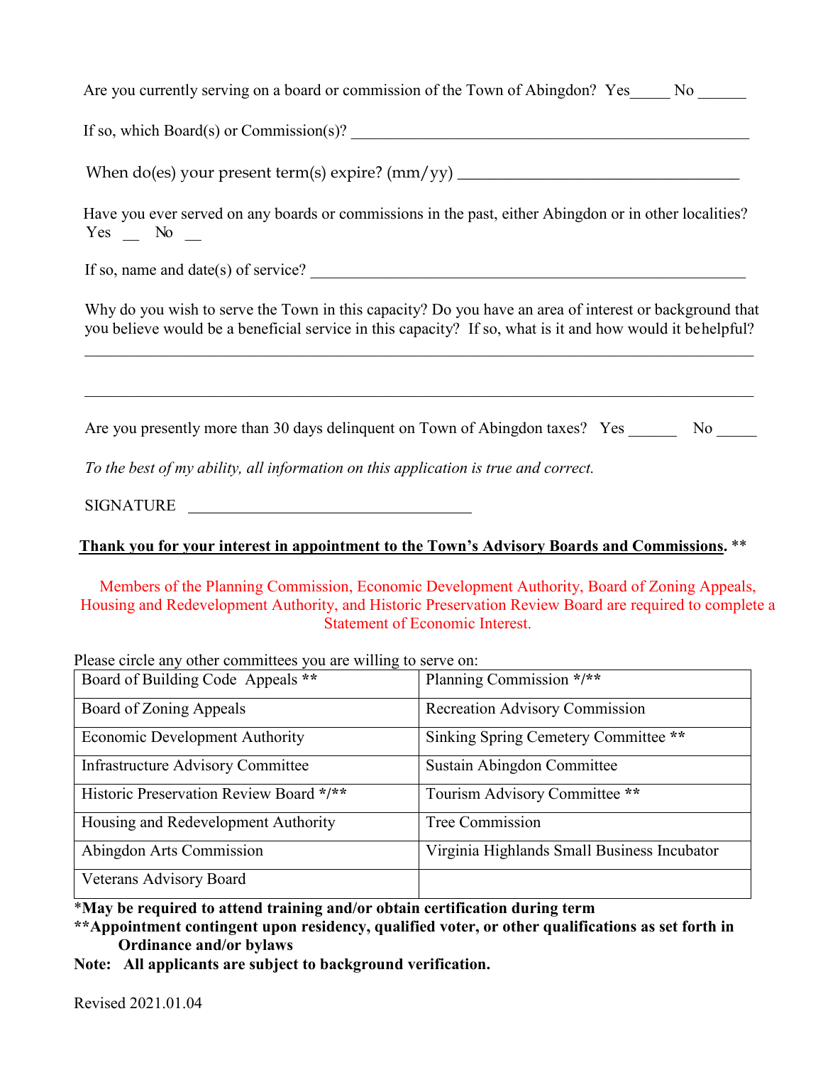Are you currently serving on a board or commission of the Town of Abingdon? Yes_____ No ______

If so, which Board(s) or Commission(s)? ___________________________________________________

When do(es) your present term(s) expire? (mm/yy) ___________________________________

Have you ever served on any boards or commissions in the past, either Abingdon or in other localities?
Yes __ No __

If so, name and date(s) of service? ________________________________________________________

Why do you wish to serve the Town in this capacity? Do you have an area of interest or background that you believe would be a beneficial service in this capacity? If so, what is it and how would it be helpful?

_____________________________________________________________________________________

_____________________________________________________________________________________

Are you presently more than 30 days delinquent on Town of Abingdon taxes? Yes ______ No _____

*To the best of my ability, all information on this application is true and correct.*

SIGNATURE ____________________________________

**Thank you for your interest in appointment to the Town's Advisory Boards and Commissions.** **

Members of the Planning Commission, Economic Development Authority, Board of Zoning Appeals, Housing and Redevelopment Authority, and Historic Preservation Review Board are required to complete a Statement of Economic Interest.

Please circle any other committees you are willing to serve on:

| | |
|---|---|
| Board of Building Code Appeals ** | Planning Commission */** |
| Board of Zoning Appeals | Recreation Advisory Commission |
| Economic Development Authority | Sinking Spring Cemetery Committee ** |
| Infrastructure Advisory Committee | Sustain Abingdon Committee |
| Historic Preservation Review Board */** | Tourism Advisory Committee ** |
| Housing and Redevelopment Authority | Tree Commission |
| Abingdon Arts Commission | Virginia Highlands Small Business Incubator |
| Veterans Advisory Board | |

***May be required to attend training and/or obtain certification during term**

****Appointment contingent upon residency, qualified voter, or other qualifications as set forth in Ordinance and/or bylaws**

**Note: All applicants are subject to background verification.**

Revised 2021.01.04